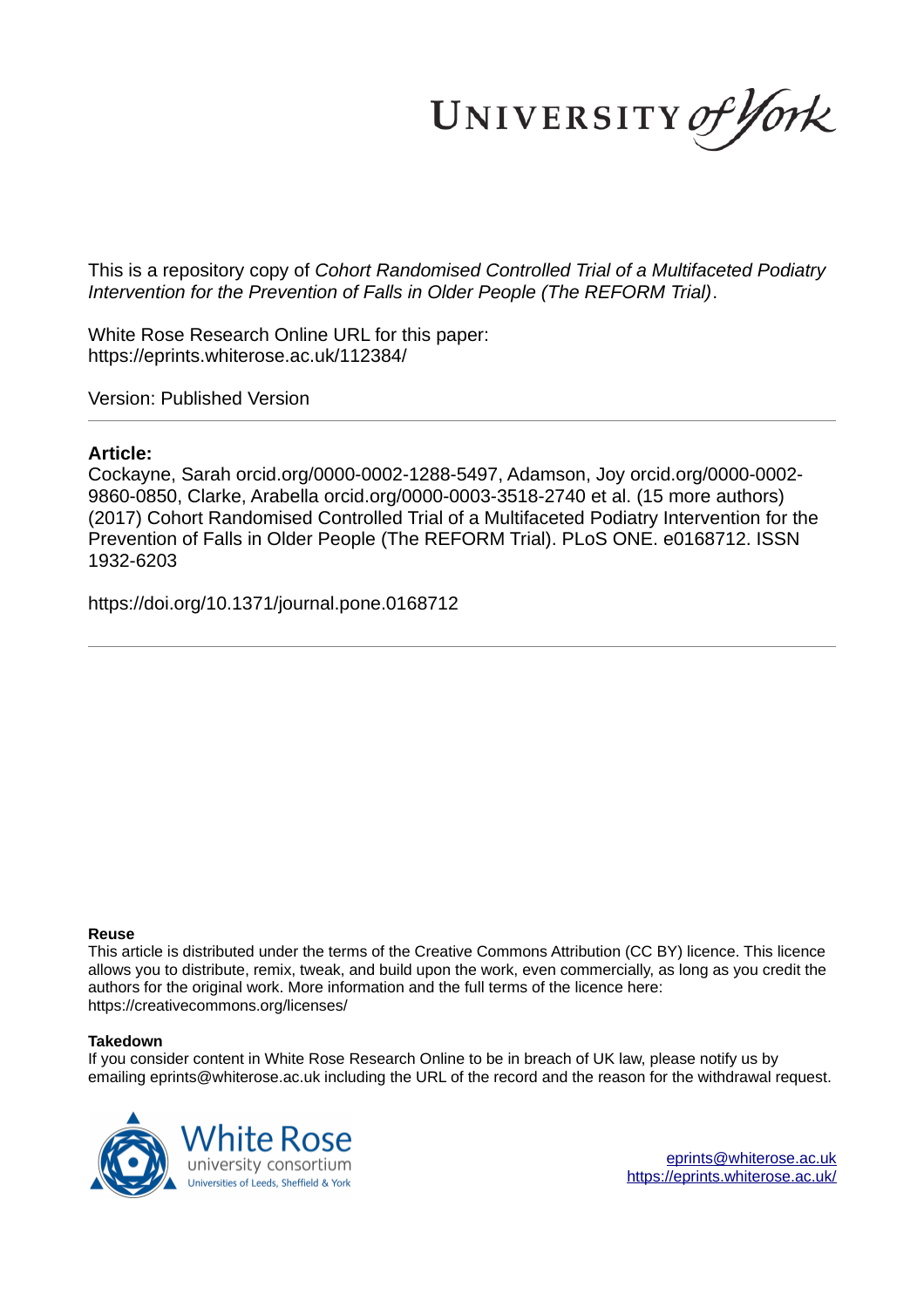This is a repository copy of *Cohort Randomised Controlled Trial of a Multifaceted Podiatry Intervention for the Prevention of Falls in Older People (The REFORM Trial)*.

White Rose Research Online URL for this paper:
https://eprints.whiterose.ac.uk/112384/

Version: Published Version

## Article:

Cockayne, Sarah orcid.org/0000-0002-1288-5497, Adamson, Joy orcid.org/0000-0002-9860-0850, Clarke, Arabella orcid.org/0000-0003-3518-2740 et al. (15 more authors) (2017) Cohort Randomised Controlled Trial of a Multifaceted Podiatry Intervention for the Prevention of Falls in Older People (The REFORM Trial). PLoS ONE. e0168712. ISSN 1932-6203

https://doi.org/10.1371/journal.pone.0168712

---

**Reuse**

This article is distributed under the terms of the Creative Commons Attribution (CC BY) licence. This licence allows you to distribute, remix, tweak, and build upon the work, even commercially, as long as you credit the authors for the original work. More information and the full terms of the licence here: https://creativecommons.org/licenses/

**Takedown**

If you consider content in White Rose Research Online to be in breach of UK law, please notify us by emailing eprints@whiterose.ac.uk including the URL of the record and the reason for the withdrawal request.

eprints@whiterose.ac.uk
https://eprints.whiterose.ac.uk/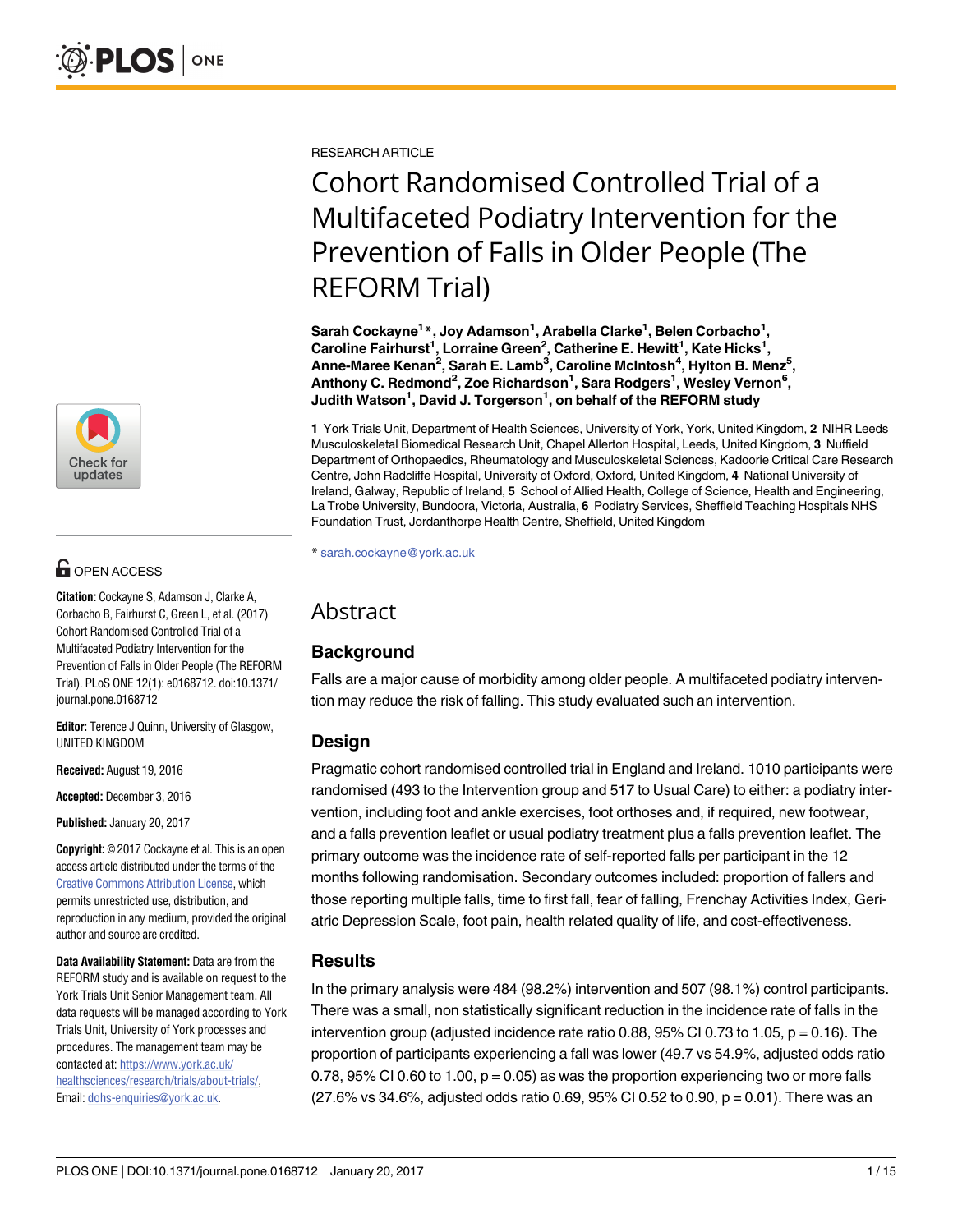RESEARCH ARTICLE

# Cohort Randomised Controlled Trial of a Multifaceted Podiatry Intervention for the Prevention of Falls in Older People (The REFORM Trial)

**Sarah Cockayne[1]*, Joy Adamson[1], Arabella Clarke[1], Belen Corbacho[1], Caroline Fairhurst[1], Lorraine Green[2], Catherine E. Hewitt[1], Kate Hicks[1], Anne-Maree Kenan[2], Sarah E. Lamb[3], Caroline McIntosh[4], Hylton B. Menz[5], Anthony C. Redmond[2], Zoe Richardson[1], Sara Rodgers[1], Wesley Vernon[6], Judith Watson[1], David J. Torgerson[1], on behalf of the REFORM study**

**1** York Trials Unit, Department of Health Sciences, University of York, York, United Kingdom, **2** NIHR Leeds Musculoskeletal Biomedical Research Unit, Chapel Allerton Hospital, Leeds, United Kingdom, **3** Nuffield Department of Orthopaedics, Rheumatology and Musculoskeletal Sciences, Kadoorie Critical Care Research Centre, John Radcliffe Hospital, University of Oxford, Oxford, United Kingdom, **4** National University of Ireland, Galway, Republic of Ireland, **5** School of Allied Health, College of Science, Health and Engineering, La Trobe University, Bundoora, Victoria, Australia, **6** Podiatry Services, Sheffield Teaching Hospitals NHS Foundation Trust, Jordanthorpe Health Centre, Sheffield, United Kingdom

* sarah.cockayne@york.ac.uk

OPEN ACCESS

**Citation:** Cockayne S, Adamson J, Clarke A, Corbacho B, Fairhurst C, Green L, et al. (2017) Cohort Randomised Controlled Trial of a Multifaceted Podiatry Intervention for the Prevention of Falls in Older People (The REFORM Trial). PLoS ONE 12(1): e0168712. doi:10.1371/journal.pone.0168712

**Editor:** Terence J Quinn, University of Glasgow, UNITED KINGDOM

**Received:** August 19, 2016

**Accepted:** December 3, 2016

**Published:** January 20, 2017

**Copyright:** © 2017 Cockayne et al. This is an open access article distributed under the terms of the Creative Commons Attribution License, which permits unrestricted use, distribution, and reproduction in any medium, provided the original author and source are credited.

**Data Availability Statement:** Data are from the REFORM study and is available on request to the York Trials Unit Senior Management team. All data requests will be managed according to York Trials Unit, University of York processes and procedures. The management team may be contacted at: https://www.york.ac.uk/healthsciences/research/trials/about-trials/, Email: dohs-enquiries@york.ac.uk.

## Abstract

### Background

Falls are a major cause of morbidity among older people. A multifaceted podiatry intervention may reduce the risk of falling. This study evaluated such an intervention.

### Design

Pragmatic cohort randomised controlled trial in England and Ireland. 1010 participants were randomised (493 to the Intervention group and 517 to Usual Care) to either: a podiatry intervention, including foot and ankle exercises, foot orthoses and, if required, new footwear, and a falls prevention leaflet or usual podiatry treatment plus a falls prevention leaflet. The primary outcome was the incidence rate of self-reported falls per participant in the 12 months following randomisation. Secondary outcomes included: proportion of fallers and those reporting multiple falls, time to first fall, fear of falling, Frenchay Activities Index, Geriatric Depression Scale, foot pain, health related quality of life, and cost-effectiveness.

### Results

In the primary analysis were 484 (98.2%) intervention and 507 (98.1%) control participants. There was a small, non statistically significant reduction in the incidence rate of falls in the intervention group (adjusted incidence rate ratio 0.88, 95% CI 0.73 to 1.05, p = 0.16). The proportion of participants experiencing a fall was lower (49.7 vs 54.9%, adjusted odds ratio 0.78, 95% CI 0.60 to 1.00, p = 0.05) as was the proportion experiencing two or more falls (27.6% vs 34.6%, adjusted odds ratio 0.69, 95% CI 0.52 to 0.90, p = 0.01). There was an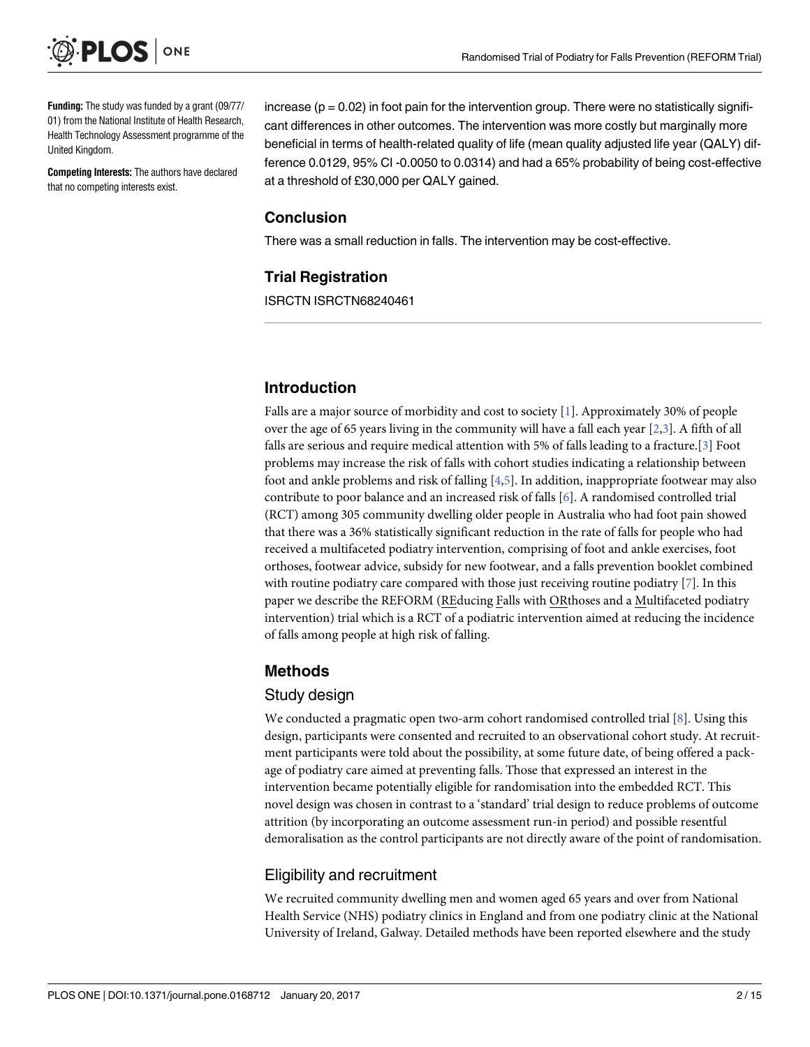**Funding:** The study was funded by a grant (09/77/01) from the National Institute of Health Research, Health Technology Assessment programme of the United Kingdom.

**Competing Interests:** The authors have declared that no competing interests exist.

increase (p = 0.02) in foot pain for the intervention group. There were no statistically significant differences in other outcomes. The intervention was more costly but marginally more beneficial in terms of health-related quality of life (mean quality adjusted life year (QALY) difference 0.0129, 95% CI -0.0050 to 0.0314) and had a 65% probability of being cost-effective at a threshold of £30,000 per QALY gained.

## Conclusion

There was a small reduction in falls. The intervention may be cost-effective.

## Trial Registration

ISRCTN ISRCTN68240461

## Introduction

Falls are a major source of morbidity and cost to society [1]. Approximately 30% of people over the age of 65 years living in the community will have a fall each year [2,3]. A fifth of all falls are serious and require medical attention with 5% of falls leading to a fracture.[3] Foot problems may increase the risk of falls with cohort studies indicating a relationship between foot and ankle problems and risk of falling [4,5]. In addition, inappropriate footwear may also contribute to poor balance and an increased risk of falls [6]. A randomised controlled trial (RCT) among 305 community dwelling older people in Australia who had foot pain showed that there was a 36% statistically significant reduction in the rate of falls for people who had received a multifaceted podiatry intervention, comprising of foot and ankle exercises, foot orthoses, footwear advice, subsidy for new footwear, and a falls prevention booklet combined with routine podiatry care compared with those just receiving routine podiatry [7]. In this paper we describe the REFORM (REducing Falls with ORthoses and a Multifaceted podiatry intervention) trial which is a RCT of a podiatric intervention aimed at reducing the incidence of falls among people at high risk of falling.

## Methods

### Study design

We conducted a pragmatic open two-arm cohort randomised controlled trial [8]. Using this design, participants were consented and recruited to an observational cohort study. At recruitment participants were told about the possibility, at some future date, of being offered a package of podiatry care aimed at preventing falls. Those that expressed an interest in the intervention became potentially eligible for randomisation into the embedded RCT. This novel design was chosen in contrast to a 'standard' trial design to reduce problems of outcome attrition (by incorporating an outcome assessment run-in period) and possible resentful demoralisation as the control participants are not directly aware of the point of randomisation.

### Eligibility and recruitment

We recruited community dwelling men and women aged 65 years and over from National Health Service (NHS) podiatry clinics in England and from one podiatry clinic at the National University of Ireland, Galway. Detailed methods have been reported elsewhere and the study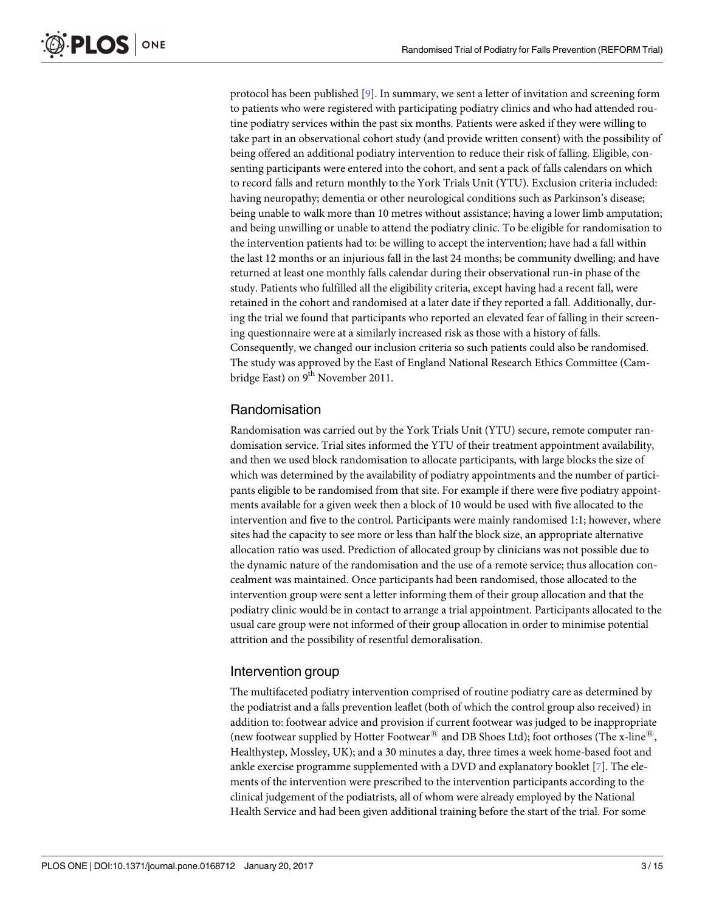protocol has been published [9]. In summary, we sent a letter of invitation and screening form to patients who were registered with participating podiatry clinics and who had attended routine podiatry services within the past six months. Patients were asked if they were willing to take part in an observational cohort study (and provide written consent) with the possibility of being offered an additional podiatry intervention to reduce their risk of falling. Eligible, consenting participants were entered into the cohort, and sent a pack of falls calendars on which to record falls and return monthly to the York Trials Unit (YTU). Exclusion criteria included: having neuropathy; dementia or other neurological conditions such as Parkinson's disease; being unable to walk more than 10 metres without assistance; having a lower limb amputation; and being unwilling or unable to attend the podiatry clinic. To be eligible for randomisation to the intervention patients had to: be willing to accept the intervention; have had a fall within the last 12 months or an injurious fall in the last 24 months; be community dwelling; and have returned at least one monthly falls calendar during their observational run-in phase of the study. Patients who fulfilled all the eligibility criteria, except having had a recent fall, were retained in the cohort and randomised at a later date if they reported a fall. Additionally, during the trial we found that participants who reported an elevated fear of falling in their screening questionnaire were at a similarly increased risk as those with a history of falls. Consequently, we changed our inclusion criteria so such patients could also be randomised. The study was approved by the East of England National Research Ethics Committee (Cambridge East) on 9th November 2011.

## Randomisation

Randomisation was carried out by the York Trials Unit (YTU) secure, remote computer randomisation service. Trial sites informed the YTU of their treatment appointment availability, and then we used block randomisation to allocate participants, with large blocks the size of which was determined by the availability of podiatry appointments and the number of participants eligible to be randomised from that site. For example if there were five podiatry appointments available for a given week then a block of 10 would be used with five allocated to the intervention and five to the control. Participants were mainly randomised 1:1; however, where sites had the capacity to see more or less than half the block size, an appropriate alternative allocation ratio was used. Prediction of allocated group by clinicians was not possible due to the dynamic nature of the randomisation and the use of a remote service; thus allocation concealment was maintained. Once participants had been randomised, those allocated to the intervention group were sent a letter informing them of their group allocation and that the podiatry clinic would be in contact to arrange a trial appointment. Participants allocated to the usual care group were not informed of their group allocation in order to minimise potential attrition and the possibility of resentful demoralisation.

## Intervention group

The multifaceted podiatry intervention comprised of routine podiatry care as determined by the podiatrist and a falls prevention leaflet (both of which the control group also received) in addition to: footwear advice and provision if current footwear was judged to be inappropriate (new footwear supplied by Hotter Footwear® and DB Shoes Ltd); foot orthoses (The x-line®, Healthystep, Mossley, UK); and a 30 minutes a day, three times a week home-based foot and ankle exercise programme supplemented with a DVD and explanatory booklet [7]. The elements of the intervention were prescribed to the intervention participants according to the clinical judgement of the podiatrists, all of whom were already employed by the National Health Service and had been given additional training before the start of the trial. For some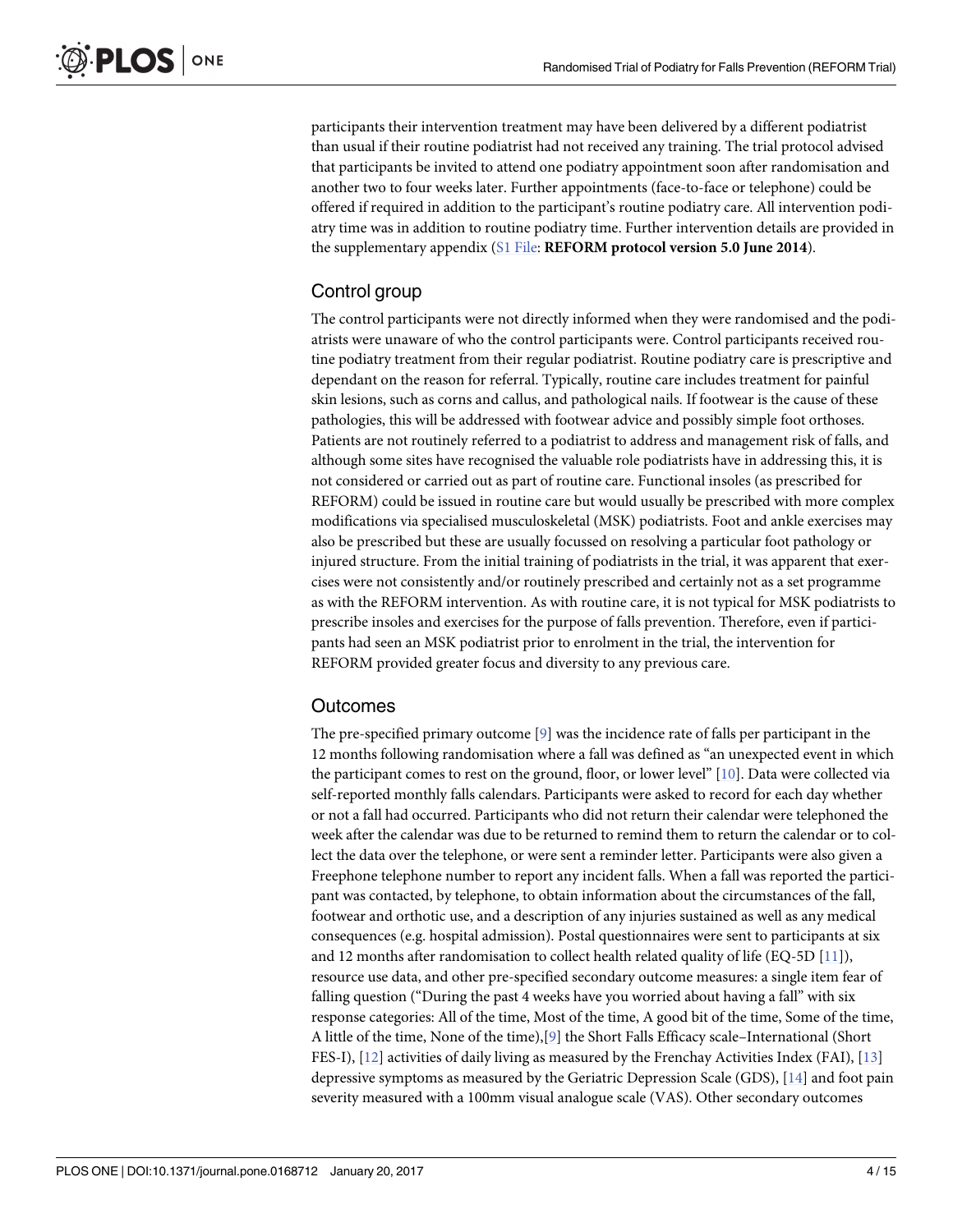participants their intervention treatment may have been delivered by a different podiatrist than usual if their routine podiatrist had not received any training. The trial protocol advised that participants be invited to attend one podiatry appointment soon after randomisation and another two to four weeks later. Further appointments (face-to-face or telephone) could be offered if required in addition to the participant's routine podiatry care. All intervention podiatry time was in addition to routine podiatry time. Further intervention details are provided in the supplementary appendix (S1 File: **REFORM protocol version 5.0 June 2014**).

## Control group

The control participants were not directly informed when they were randomised and the podiatrists were unaware of who the control participants were. Control participants received routine podiatry treatment from their regular podiatrist. Routine podiatry care is prescriptive and dependant on the reason for referral. Typically, routine care includes treatment for painful skin lesions, such as corns and callus, and pathological nails. If footwear is the cause of these pathologies, this will be addressed with footwear advice and possibly simple foot orthoses. Patients are not routinely referred to a podiatrist to address and management risk of falls, and although some sites have recognised the valuable role podiatrists have in addressing this, it is not considered or carried out as part of routine care. Functional insoles (as prescribed for REFORM) could be issued in routine care but would usually be prescribed with more complex modifications via specialised musculoskeletal (MSK) podiatrists. Foot and ankle exercises may also be prescribed but these are usually focussed on resolving a particular foot pathology or injured structure. From the initial training of podiatrists in the trial, it was apparent that exercises were not consistently and/or routinely prescribed and certainly not as a set programme as with the REFORM intervention. As with routine care, it is not typical for MSK podiatrists to prescribe insoles and exercises for the purpose of falls prevention. Therefore, even if participants had seen an MSK podiatrist prior to enrolment in the trial, the intervention for REFORM provided greater focus and diversity to any previous care.

## Outcomes

The pre-specified primary outcome [9] was the incidence rate of falls per participant in the 12 months following randomisation where a fall was defined as "an unexpected event in which the participant comes to rest on the ground, floor, or lower level" [10]. Data were collected via self-reported monthly falls calendars. Participants were asked to record for each day whether or not a fall had occurred. Participants who did not return their calendar were telephoned the week after the calendar was due to be returned to remind them to return the calendar or to collect the data over the telephone, or were sent a reminder letter. Participants were also given a Freephone telephone number to report any incident falls. When a fall was reported the participant was contacted, by telephone, to obtain information about the circumstances of the fall, footwear and orthotic use, and a description of any injuries sustained as well as any medical consequences (e.g. hospital admission). Postal questionnaires were sent to participants at six and 12 months after randomisation to collect health related quality of life (EQ-5D [11]), resource use data, and other pre-specified secondary outcome measures: a single item fear of falling question ("During the past 4 weeks have you worried about having a fall" with six response categories: All of the time, Most of the time, A good bit of the time, Some of the time, A little of the time, None of the time),[9] the Short Falls Efficacy scale–International (Short FES-I), [12] activities of daily living as measured by the Frenchay Activities Index (FAI), [13] depressive symptoms as measured by the Geriatric Depression Scale (GDS), [14] and foot pain severity measured with a 100mm visual analogue scale (VAS). Other secondary outcomes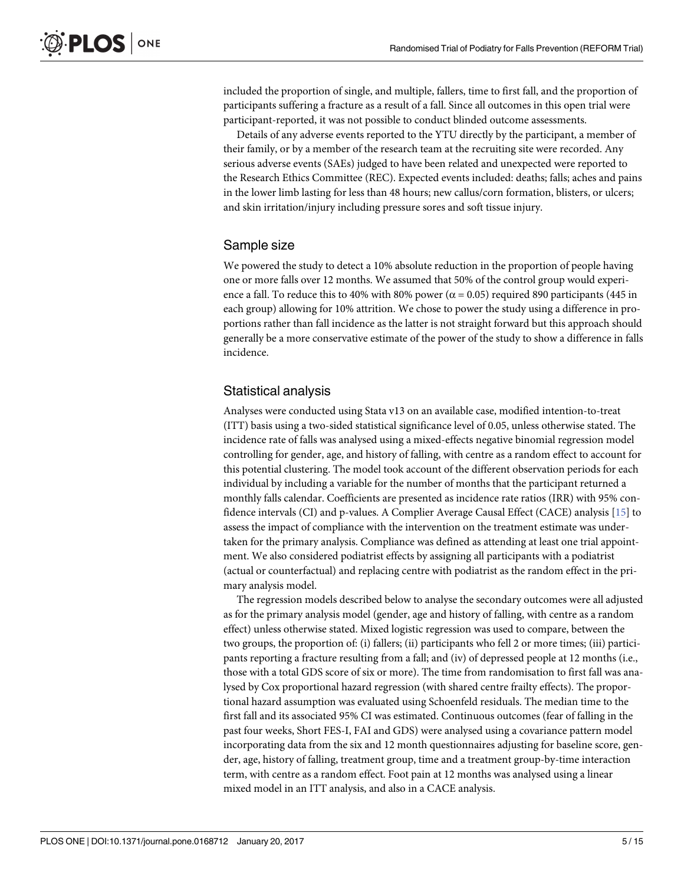included the proportion of single, and multiple, fallers, time to first fall, and the proportion of participants suffering a fracture as a result of a fall. Since all outcomes in this open trial were participant-reported, it was not possible to conduct blinded outcome assessments.

Details of any adverse events reported to the YTU directly by the participant, a member of their family, or by a member of the research team at the recruiting site were recorded. Any serious adverse events (SAEs) judged to have been related and unexpected were reported to the Research Ethics Committee (REC). Expected events included: deaths; falls; aches and pains in the lower limb lasting for less than 48 hours; new callus/corn formation, blisters, or ulcers; and skin irritation/injury including pressure sores and soft tissue injury.

## Sample size

We powered the study to detect a 10% absolute reduction in the proportion of people having one or more falls over 12 months. We assumed that 50% of the control group would experience a fall. To reduce this to 40% with 80% power ($\alpha = 0.05$) required 890 participants (445 in each group) allowing for 10% attrition. We chose to power the study using a difference in proportions rather than fall incidence as the latter is not straight forward but this approach should generally be a more conservative estimate of the power of the study to show a difference in falls incidence.

## Statistical analysis

Analyses were conducted using Stata v13 on an available case, modified intention-to-treat (ITT) basis using a two-sided statistical significance level of 0.05, unless otherwise stated. The incidence rate of falls was analysed using a mixed-effects negative binomial regression model controlling for gender, age, and history of falling, with centre as a random effect to account for this potential clustering. The model took account of the different observation periods for each individual by including a variable for the number of months that the participant returned a monthly falls calendar. Coefficients are presented as incidence rate ratios (IRR) with 95% confidence intervals (CI) and p-values. A Complier Average Causal Effect (CACE) analysis [15] to assess the impact of compliance with the intervention on the treatment estimate was undertaken for the primary analysis. Compliance was defined as attending at least one trial appointment. We also considered podiatrist effects by assigning all participants with a podiatrist (actual or counterfactual) and replacing centre with podiatrist as the random effect in the primary analysis model.

The regression models described below to analyse the secondary outcomes were all adjusted as for the primary analysis model (gender, age and history of falling, with centre as a random effect) unless otherwise stated. Mixed logistic regression was used to compare, between the two groups, the proportion of: (i) fallers; (ii) participants who fell 2 or more times; (iii) participants reporting a fracture resulting from a fall; and (iv) of depressed people at 12 months (i.e., those with a total GDS score of six or more). The time from randomisation to first fall was analysed by Cox proportional hazard regression (with shared centre frailty effects). The proportional hazard assumption was evaluated using Schoenfeld residuals. The median time to the first fall and its associated 95% CI was estimated. Continuous outcomes (fear of falling in the past four weeks, Short FES-I, FAI and GDS) were analysed using a covariance pattern model incorporating data from the six and 12 month questionnaires adjusting for baseline score, gender, age, history of falling, treatment group, time and a treatment group-by-time interaction term, with centre as a random effect. Foot pain at 12 months was analysed using a linear mixed model in an ITT analysis, and also in a CACE analysis.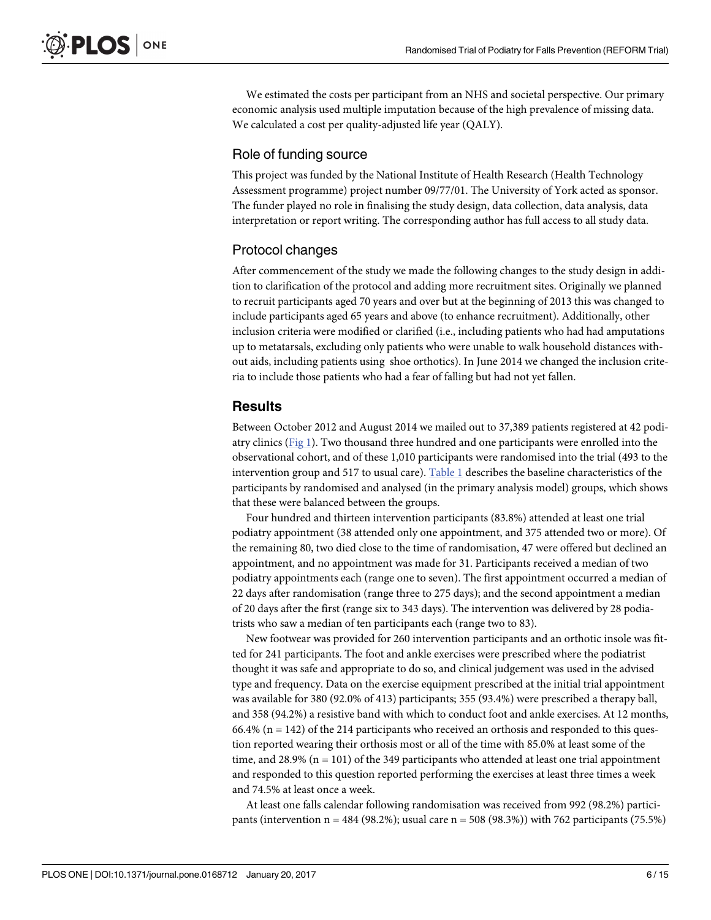We estimated the costs per participant from an NHS and societal perspective. Our primary economic analysis used multiple imputation because of the high prevalence of missing data. We calculated a cost per quality-adjusted life year (QALY).

### Role of funding source

This project was funded by the National Institute of Health Research (Health Technology Assessment programme) project number 09/77/01. The University of York acted as sponsor. The funder played no role in finalising the study design, data collection, data analysis, data interpretation or report writing. The corresponding author has full access to all study data.

### Protocol changes

After commencement of the study we made the following changes to the study design in addition to clarification of the protocol and adding more recruitment sites. Originally we planned to recruit participants aged 70 years and over but at the beginning of 2013 this was changed to include participants aged 65 years and above (to enhance recruitment). Additionally, other inclusion criteria were modified or clarified (i.e., including patients who had had amputations up to metatarsals, excluding only patients who were unable to walk household distances without aids, including patients using shoe orthotics). In June 2014 we changed the inclusion criteria to include those patients who had a fear of falling but had not yet fallen.

## Results

Between October 2012 and August 2014 we mailed out to 37,389 patients registered at 42 podiatry clinics (Fig 1). Two thousand three hundred and one participants were enrolled into the observational cohort, and of these 1,010 participants were randomised into the trial (493 to the intervention group and 517 to usual care). Table 1 describes the baseline characteristics of the participants by randomised and analysed (in the primary analysis model) groups, which shows that these were balanced between the groups.

Four hundred and thirteen intervention participants (83.8%) attended at least one trial podiatry appointment (38 attended only one appointment, and 375 attended two or more). Of the remaining 80, two died close to the time of randomisation, 47 were offered but declined an appointment, and no appointment was made for 31. Participants received a median of two podiatry appointments each (range one to seven). The first appointment occurred a median of 22 days after randomisation (range three to 275 days); and the second appointment a median of 20 days after the first (range six to 343 days). The intervention was delivered by 28 podiatrists who saw a median of ten participants each (range two to 83).

New footwear was provided for 260 intervention participants and an orthotic insole was fitted for 241 participants. The foot and ankle exercises were prescribed where the podiatrist thought it was safe and appropriate to do so, and clinical judgement was used in the advised type and frequency. Data on the exercise equipment prescribed at the initial trial appointment was available for 380 (92.0% of 413) participants; 355 (93.4%) were prescribed a therapy ball, and 358 (94.2%) a resistive band with which to conduct foot and ankle exercises. At 12 months, 66.4% (n = 142) of the 214 participants who received an orthosis and responded to this question reported wearing their orthosis most or all of the time with 85.0% at least some of the time, and 28.9% (n = 101) of the 349 participants who attended at least one trial appointment and responded to this question reported performing the exercises at least three times a week and 74.5% at least once a week.

At least one falls calendar following randomisation was received from 992 (98.2%) participants (intervention n = 484 (98.2%); usual care n = 508 (98.3%)) with 762 participants (75.5%)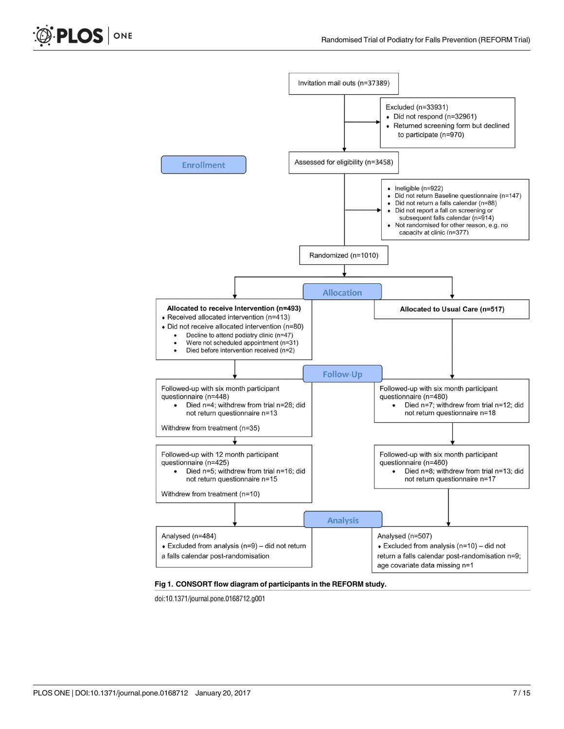Invitation mail outs (n=37389)

Excluded (n=33931)
- Did not respond (n=32961)
- Returned screening form but declined to participate (n=970)

**Enrollment**

Assessed for eligibility (n=3458)

- Ineligible (n=922)
- Did not return Baseline questionnaire (n=147)
- Did not return a falls calendar (n=88)
- Did not report a fall on screening or subsequent falls calendar (n=914)
- Not randomised for other reason, e.g. no capacity at clinic (n=377)

Randomized (n=1010)

**Allocation**

**Allocated to receive Intervention (n=493)**
- Received allocated intervention (n=413)
- Did not receive allocated intervention (n=80)
  - Decline to attend podiatry clinic (n=47)
  - Were not scheduled appointment (n=31)
  - Died before intervention received (n=2)

**Allocated to Usual Care (n=517)**

**Follow-Up**

Followed-up with six month participant questionnaire (n=448)
- Died n=4; withdrew from trial n=28; did not return questionnaire n=13

Withdrew from treatment (n=35)

Followed-up with six month participant questionnaire (n=480)
- Died n=7; withdrew from trial n=12; did not return questionnaire n=18

Followed-up with 12 month participant questionnaire (n=425)
- Died n=5; withdrew from trial n=16; did not return questionnaire n=15

Withdrew from treatment (n=10)

Followed-up with six month participant questionnaire (n=460)
- Died n=8; withdrew from trial n=13; did not return questionnaire n=17

**Analysis**

Analysed (n=484)
- Excluded from analysis (n=9) – did not return a falls calendar post-randomisation

Analysed (n=507)
- Excluded from analysis (n=10) – did not return a falls calendar post-randomisation n=9; age covariate data missing n=1

**Fig 1. CONSORT flow diagram of participants in the REFORM study.**

doi:10.1371/journal.pone.0168712.g001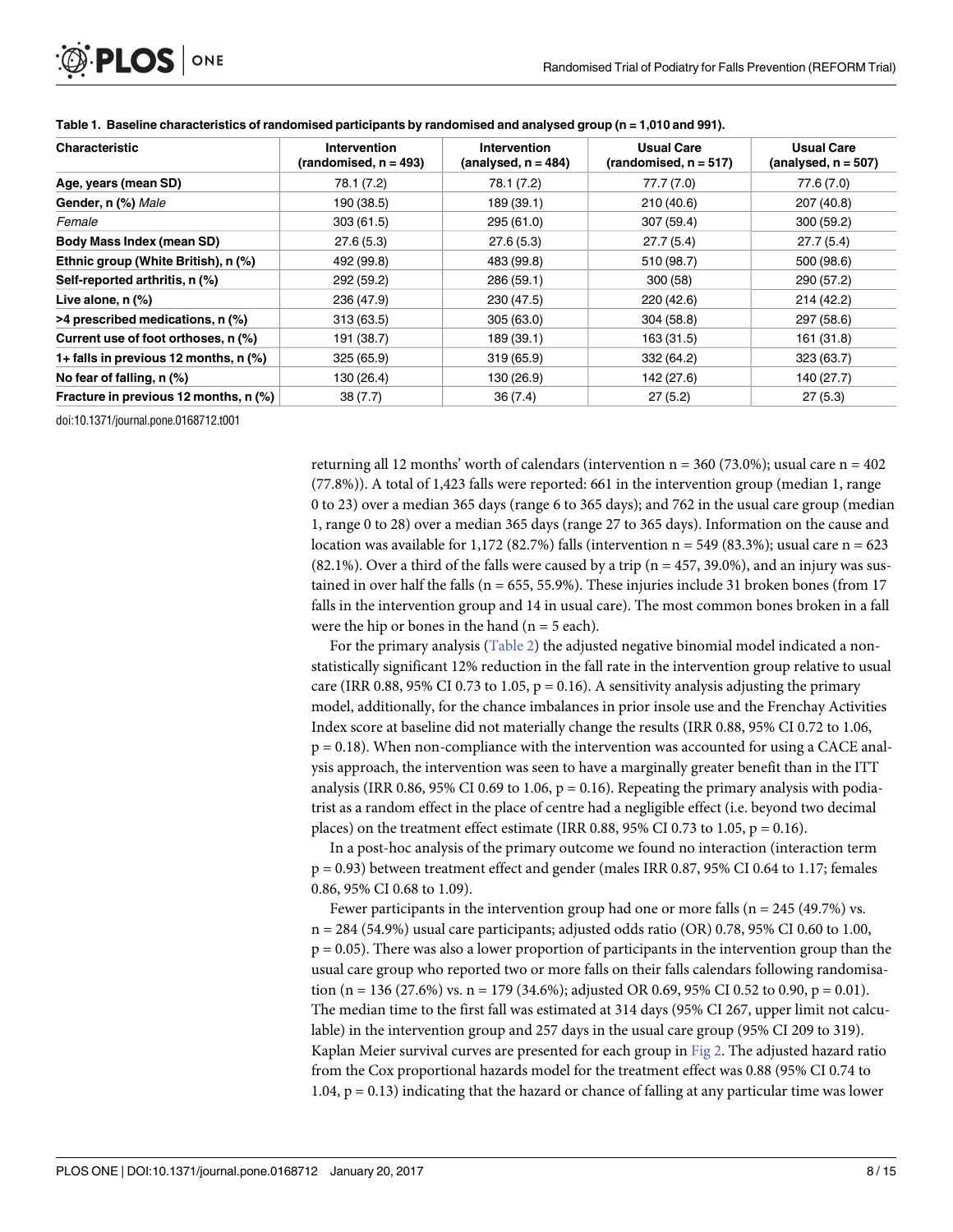**Table 1. Baseline characteristics of randomised participants by randomised and analysed group (n = 1,010 and 991).**

| Characteristic | Intervention (randomised, n = 493) | Intervention (analysed, n = 484) | Usual Care (randomised, n = 517) | Usual Care (analysed, n = 507) |
|---|---|---|---|---|
| **Age, years (mean SD)** | 78.1 (7.2) | 78.1 (7.2) | 77.7 (7.0) | 77.6 (7.0) |
| **Gender, n (%)** *Male* | 190 (38.5) | 189 (39.1) | 210 (40.6) | 207 (40.8) |
| *Female* | 303 (61.5) | 295 (61.0) | 307 (59.4) | 300 (59.2) |
| **Body Mass Index (mean SD)** | 27.6 (5.3) | 27.6 (5.3) | 27.7 (5.4) | 27.7 (5.4) |
| **Ethnic group (White British), n (%)** | 492 (99.8) | 483 (99.8) | 510 (98.7) | 500 (98.6) |
| **Self-reported arthritis, n (%)** | 292 (59.2) | 286 (59.1) | 300 (58) | 290 (57.2) |
| **Live alone, n (%)** | 236 (47.9) | 230 (47.5) | 220 (42.6) | 214 (42.2) |
| **>4 prescribed medications, n (%)** | 313 (63.5) | 305 (63.0) | 304 (58.8) | 297 (58.6) |
| **Current use of foot orthoses, n (%)** | 191 (38.7) | 189 (39.1) | 163 (31.5) | 161 (31.8) |
| **1+ falls in previous 12 months, n (%)** | 325 (65.9) | 319 (65.9) | 332 (64.2) | 323 (63.7) |
| **No fear of falling, n (%)** | 130 (26.4) | 130 (26.9) | 142 (27.6) | 140 (27.7) |
| **Fracture in previous 12 months, n (%)** | 38 (7.7) | 36 (7.4) | 27 (5.2) | 27 (5.3) |

doi:10.1371/journal.pone.0168712.t001

returning all 12 months' worth of calendars (intervention n = 360 (73.0%); usual care n = 402 (77.8%)). A total of 1,423 falls were reported: 661 in the intervention group (median 1, range 0 to 23) over a median 365 days (range 6 to 365 days); and 762 in the usual care group (median 1, range 0 to 28) over a median 365 days (range 27 to 365 days). Information on the cause and location was available for 1,172 (82.7%) falls (intervention n = 549 (83.3%); usual care n = 623 (82.1%). Over a third of the falls were caused by a trip (n = 457, 39.0%), and an injury was sustained in over half the falls (n = 655, 55.9%). These injuries include 31 broken bones (from 17 falls in the intervention group and 14 in usual care). The most common bones broken in a fall were the hip or bones in the hand (n = 5 each).

For the primary analysis (Table 2) the adjusted negative binomial model indicated a non-statistically significant 12% reduction in the fall rate in the intervention group relative to usual care (IRR 0.88, 95% CI 0.73 to 1.05, $p = 0.16$). A sensitivity analysis adjusting the primary model, additionally, for the chance imbalances in prior insole use and the Frenchay Activities Index score at baseline did not materially change the results (IRR 0.88, 95% CI 0.72 to 1.06, $p = 0.18$). When non-compliance with the intervention was accounted for using a CACE analysis approach, the intervention was seen to have a marginally greater benefit than in the ITT analysis (IRR 0.86, 95% CI 0.69 to 1.06, $p = 0.16$). Repeating the primary analysis with podiatrist as a random effect in the place of centre had a negligible effect (i.e. beyond two decimal places) on the treatment effect estimate (IRR 0.88, 95% CI 0.73 to 1.05, $p = 0.16$).

In a post-hoc analysis of the primary outcome we found no interaction (interaction term $p = 0.93$) between treatment effect and gender (males IRR 0.87, 95% CI 0.64 to 1.17; females 0.86, 95% CI 0.68 to 1.09).

Fewer participants in the intervention group had one or more falls (n = 245 (49.7%) vs. n = 284 (54.9%) usual care participants; adjusted odds ratio (OR) 0.78, 95% CI 0.60 to 1.00, $p = 0.05$). There was also a lower proportion of participants in the intervention group than the usual care group who reported two or more falls on their falls calendars following randomisation (n = 136 (27.6%) vs. n = 179 (34.6%); adjusted OR 0.69, 95% CI 0.52 to 0.90, $p = 0.01$). The median time to the first fall was estimated at 314 days (95% CI 267, upper limit not calculable) in the intervention group and 257 days in the usual care group (95% CI 209 to 319). Kaplan Meier survival curves are presented for each group in Fig 2. The adjusted hazard ratio from the Cox proportional hazards model for the treatment effect was 0.88 (95% CI 0.74 to 1.04, $p = 0.13$) indicating that the hazard or chance of falling at any particular time was lower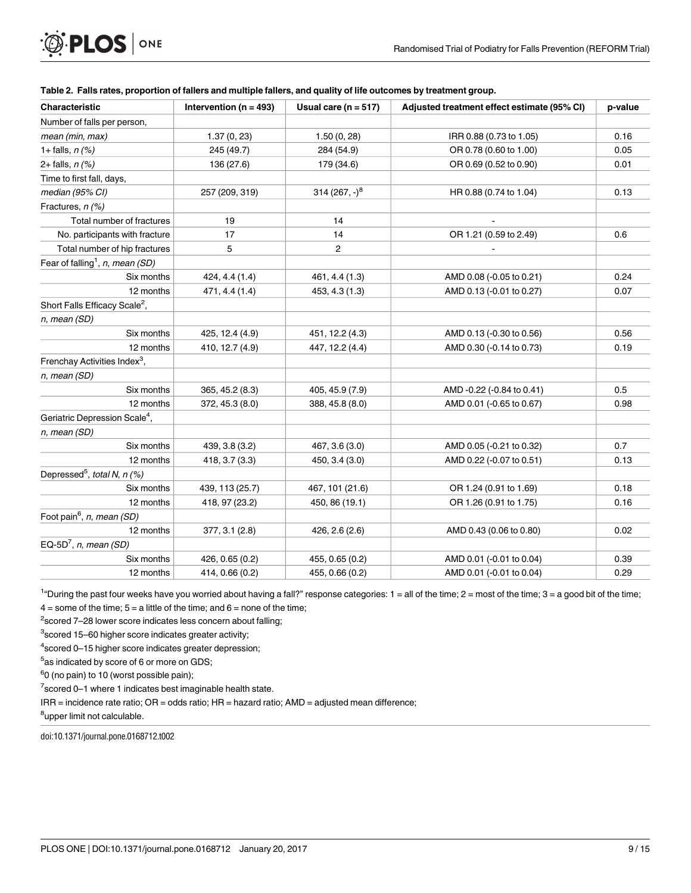**Table 2. Falls rates, proportion of fallers and multiple fallers, and quality of life outcomes by treatment group.**

| Characteristic | Intervention (n = 493) | Usual care (n = 517) | Adjusted treatment effect estimate (95% CI) | p-value |
|---|---|---|---|---|
| Number of falls per person, | | | | |
| *mean (min, max)* | 1.37 (0, 23) | 1.50 (0, 28) | IRR 0.88 (0.73 to 1.05) | 0.16 |
| 1+ falls, *n (%)* | 245 (49.7) | 284 (54.9) | OR 0.78 (0.60 to 1.00) | 0.05 |
| 2+ falls, *n (%)* | 136 (27.6) | 179 (34.6) | OR 0.69 (0.52 to 0.90) | 0.01 |
| Time to first fall, days, | | | | |
| *median (95% CI)* | 257 (209, 319) | 314 (267, -)[8] | HR 0.88 (0.74 to 1.04) | 0.13 |
| Fractures, *n (%)* | | | | |
| Total number of fractures | 19 | 14 | - | |
| No. participants with fracture | 17 | 14 | OR 1.21 (0.59 to 2.49) | 0.6 |
| Total number of hip fractures | 5 | 2 | - | |
| Fear of falling[1], *n, mean (SD)* | | | | |
| Six months | 424, 4.4 (1.4) | 461, 4.4 (1.3) | AMD 0.08 (-0.05 to 0.21) | 0.24 |
| 12 months | 471, 4.4 (1.4) | 453, 4.3 (1.3) | AMD 0.13 (-0.01 to 0.27) | 0.07 |
| Short Falls Efficacy Scale[2], | | | | |
| *n, mean (SD)* | | | | |
| Six months | 425, 12.4 (4.9) | 451, 12.2 (4.3) | AMD 0.13 (-0.30 to 0.56) | 0.56 |
| 12 months | 410, 12.7 (4.9) | 447, 12.2 (4.4) | AMD 0.30 (-0.14 to 0.73) | 0.19 |
| Frenchay Activities Index[3], | | | | |
| *n, mean (SD)* | | | | |
| Six months | 365, 45.2 (8.3) | 405, 45.9 (7.9) | AMD -0.22 (-0.84 to 0.41) | 0.5 |
| 12 months | 372, 45.3 (8.0) | 388, 45.8 (8.0) | AMD 0.01 (-0.65 to 0.67) | 0.98 |
| Geriatric Depression Scale[4], | | | | |
| *n, mean (SD)* | | | | |
| Six months | 439, 3.8 (3.2) | 467, 3.6 (3.0) | AMD 0.05 (-0.21 to 0.32) | 0.7 |
| 12 months | 418, 3.7 (3.3) | 450, 3.4 (3.0) | AMD 0.22 (-0.07 to 0.51) | 0.13 |
| Depressed[5], *total N, n (%)* | | | | |
| Six months | 439, 113 (25.7) | 467, 101 (21.6) | OR 1.24 (0.91 to 1.69) | 0.18 |
| 12 months | 418, 97 (23.2) | 450, 86 (19.1) | OR 1.26 (0.91 to 1.75) | 0.16 |
| Foot pain[6], *n, mean (SD)* | | | | |
| 12 months | 377, 3.1 (2.8) | 426, 2.6 (2.6) | AMD 0.43 (0.06 to 0.80) | 0.02 |
| EQ-5D[7], *n, mean (SD)* | | | | |
| Six months | 426, 0.65 (0.2) | 455, 0.65 (0.2) | AMD 0.01 (-0.01 to 0.04) | 0.39 |
| 12 months | 414, 0.66 (0.2) | 455, 0.66 (0.2) | AMD 0.01 (-0.01 to 0.04) | 0.29 |

[1]"During the past four weeks have you worried about having a fall?" response categories: 1 = all of the time; 2 = most of the time; 3 = a good bit of the time; 4 = some of the time; 5 = a little of the time; and 6 = none of the time;

[2]scored 7–28 lower score indicates less concern about falling;

[3]scored 15–60 higher score indicates greater activity;

[4]scored 0–15 higher score indicates greater depression;

[5]as indicated by score of 6 or more on GDS;

[6]0 (no pain) to 10 (worst possible pain);

[7]scored 0–1 where 1 indicates best imaginable health state.

IRR = incidence rate ratio; OR = odds ratio; HR = hazard ratio; AMD = adjusted mean difference;

[8]upper limit not calculable.

doi:10.1371/journal.pone.0168712.t002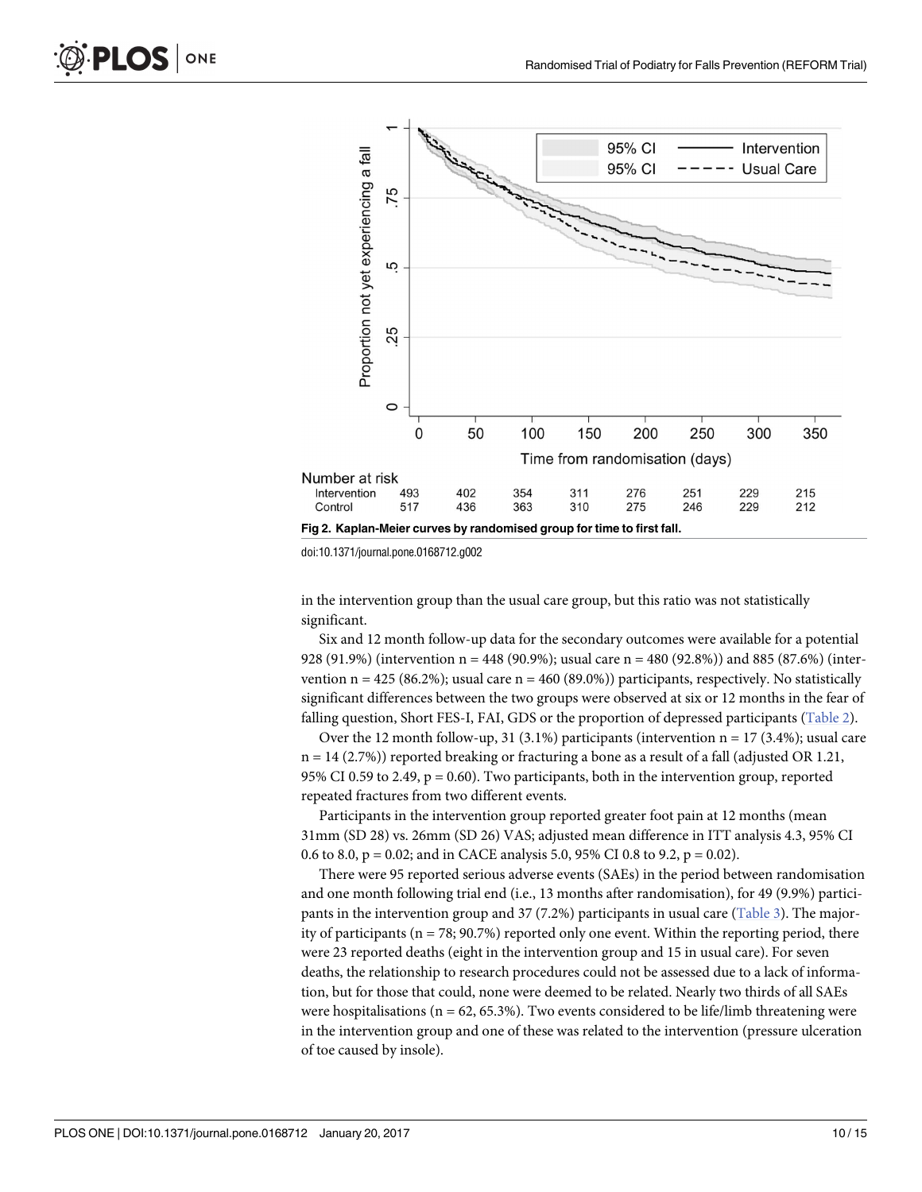Number at risk

| | 0 | 50 | 100 | 150 | 200 | 250 | 300 | 350 |
|---|---|---|---|---|---|---|---|---|
| Intervention | 493 | 402 | 354 | 311 | 276 | 251 | 229 | 215 |
| Control | 517 | 436 | 363 | 310 | 275 | 246 | 229 | 212 |

**Fig 2. Kaplan-Meier curves by randomised group for time to first fall.**

doi:10.1371/journal.pone.0168712.g002

in the intervention group than the usual care group, but this ratio was not statistically significant.

Six and 12 month follow-up data for the secondary outcomes were available for a potential 928 (91.9%) (intervention n = 448 (90.9%); usual care n = 480 (92.8%)) and 885 (87.6%) (intervention n = 425 (86.2%); usual care n = 460 (89.0%)) participants, respectively. No statistically significant differences between the two groups were observed at six or 12 months in the fear of falling question, Short FES-I, FAI, GDS or the proportion of depressed participants (Table 2).

Over the 12 month follow-up, 31 (3.1%) participants (intervention n = 17 (3.4%); usual care n = 14 (2.7%)) reported breaking or fracturing a bone as a result of a fall (adjusted OR 1.21, 95% CI 0.59 to 2.49, p = 0.60). Two participants, both in the intervention group, reported repeated fractures from two different events.

Participants in the intervention group reported greater foot pain at 12 months (mean 31mm (SD 28) vs. 26mm (SD 26) VAS; adjusted mean difference in ITT analysis 4.3, 95% CI 0.6 to 8.0, p = 0.02; and in CACE analysis 5.0, 95% CI 0.8 to 9.2, p = 0.02).

There were 95 reported serious adverse events (SAEs) in the period between randomisation and one month following trial end (i.e., 13 months after randomisation), for 49 (9.9%) participants in the intervention group and 37 (7.2%) participants in usual care (Table 3). The majority of participants (n = 78; 90.7%) reported only one event. Within the reporting period, there were 23 reported deaths (eight in the intervention group and 15 in usual care). For seven deaths, the relationship to research procedures could not be assessed due to a lack of information, but for those that could, none were deemed to be related. Nearly two thirds of all SAEs were hospitalisations (n = 62, 65.3%). Two events considered to be life/limb threatening were in the intervention group and one of these was related to the intervention (pressure ulceration of toe caused by insole).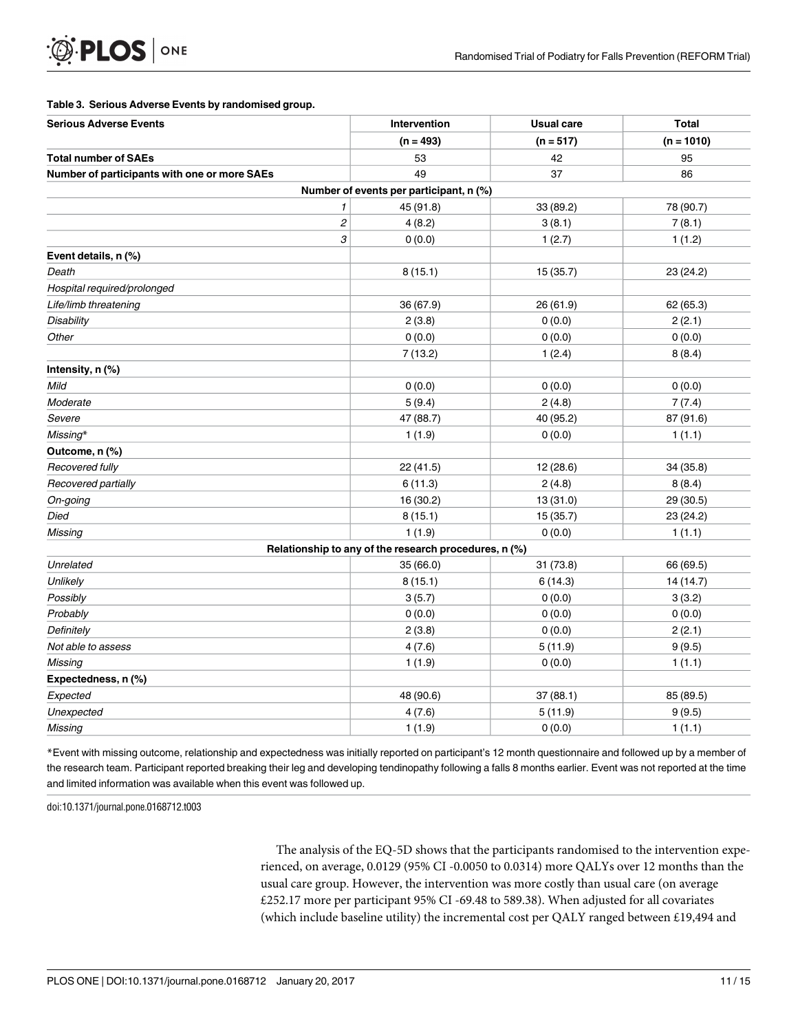**Table 3. Serious Adverse Events by randomised group.**

| Serious Adverse Events | Intervention | Usual care | Total |
|---|---|---|---|
| | (n = 493) | (n = 517) | (n = 1010) |
| **Total number of SAEs** | 53 | 42 | 95 |
| **Number of participants with one or more SAEs** | 49 | 37 | 86 |
| **Number of events per participant, n (%)** | | | |
| 1 | 45 (91.8) | 33 (89.2) | 78 (90.7) |
| 2 | 4 (8.2) | 3 (8.1) | 7 (8.1) |
| 3 | 0 (0.0) | 1 (2.7) | 1 (1.2) |
| **Event details, n (%)** | | | |
| *Death* | 8 (15.1) | 15 (35.7) | 23 (24.2) |
| *Hospital required/prolonged* | | | |
| *Life/limb threatening* | 36 (67.9) | 26 (61.9) | 62 (65.3) |
| *Disability* | 2 (3.8) | 0 (0.0) | 2 (2.1) |
| *Other* | 0 (0.0) | 0 (0.0) | 0 (0.0) |
| | 7 (13.2) | 1 (2.4) | 8 (8.4) |
| **Intensity, n (%)** | | | |
| *Mild* | 0 (0.0) | 0 (0.0) | 0 (0.0) |
| *Moderate* | 5 (9.4) | 2 (4.8) | 7 (7.4) |
| *Severe* | 47 (88.7) | 40 (95.2) | 87 (91.6) |
| *Missing** | 1 (1.9) | 0 (0.0) | 1 (1.1) |
| **Outcome, n (%)** | | | |
| *Recovered fully* | 22 (41.5) | 12 (28.6) | 34 (35.8) |
| *Recovered partially* | 6 (11.3) | 2 (4.8) | 8 (8.4) |
| *On-going* | 16 (30.2) | 13 (31.0) | 29 (30.5) |
| *Died* | 8 (15.1) | 15 (35.7) | 23 (24.2) |
| *Missing* | 1 (1.9) | 0 (0.0) | 1 (1.1) |
| **Relationship to any of the research procedures, n (%)** | | | |
| *Unrelated* | 35 (66.0) | 31 (73.8) | 66 (69.5) |
| *Unlikely* | 8 (15.1) | 6 (14.3) | 14 (14.7) |
| *Possibly* | 3 (5.7) | 0 (0.0) | 3 (3.2) |
| *Probably* | 0 (0.0) | 0 (0.0) | 0 (0.0) |
| *Definitely* | 2 (3.8) | 0 (0.0) | 2 (2.1) |
| *Not able to assess* | 4 (7.6) | 5 (11.9) | 9 (9.5) |
| *Missing* | 1 (1.9) | 0 (0.0) | 1 (1.1) |
| **Expectedness, n (%)** | | | |
| *Expected* | 48 (90.6) | 37 (88.1) | 85 (89.5) |
| *Unexpected* | 4 (7.6) | 5 (11.9) | 9 (9.5) |
| *Missing* | 1 (1.9) | 0 (0.0) | 1 (1.1) |

*Event with missing outcome, relationship and expectedness was initially reported on participant's 12 month questionnaire and followed up by a member of the research team. Participant reported breaking their leg and developing tendinopathy following a falls 8 months earlier. Event was not reported at the time and limited information was available when this event was followed up.

doi:10.1371/journal.pone.0168712.t003

The analysis of the EQ-5D shows that the participants randomised to the intervention experienced, on average, 0.0129 (95% CI -0.0050 to 0.0314) more QALYs over 12 months than the usual care group. However, the intervention was more costly than usual care (on average £252.17 more per participant 95% CI -69.48 to 589.38). When adjusted for all covariates (which include baseline utility) the incremental cost per QALY ranged between £19,494 and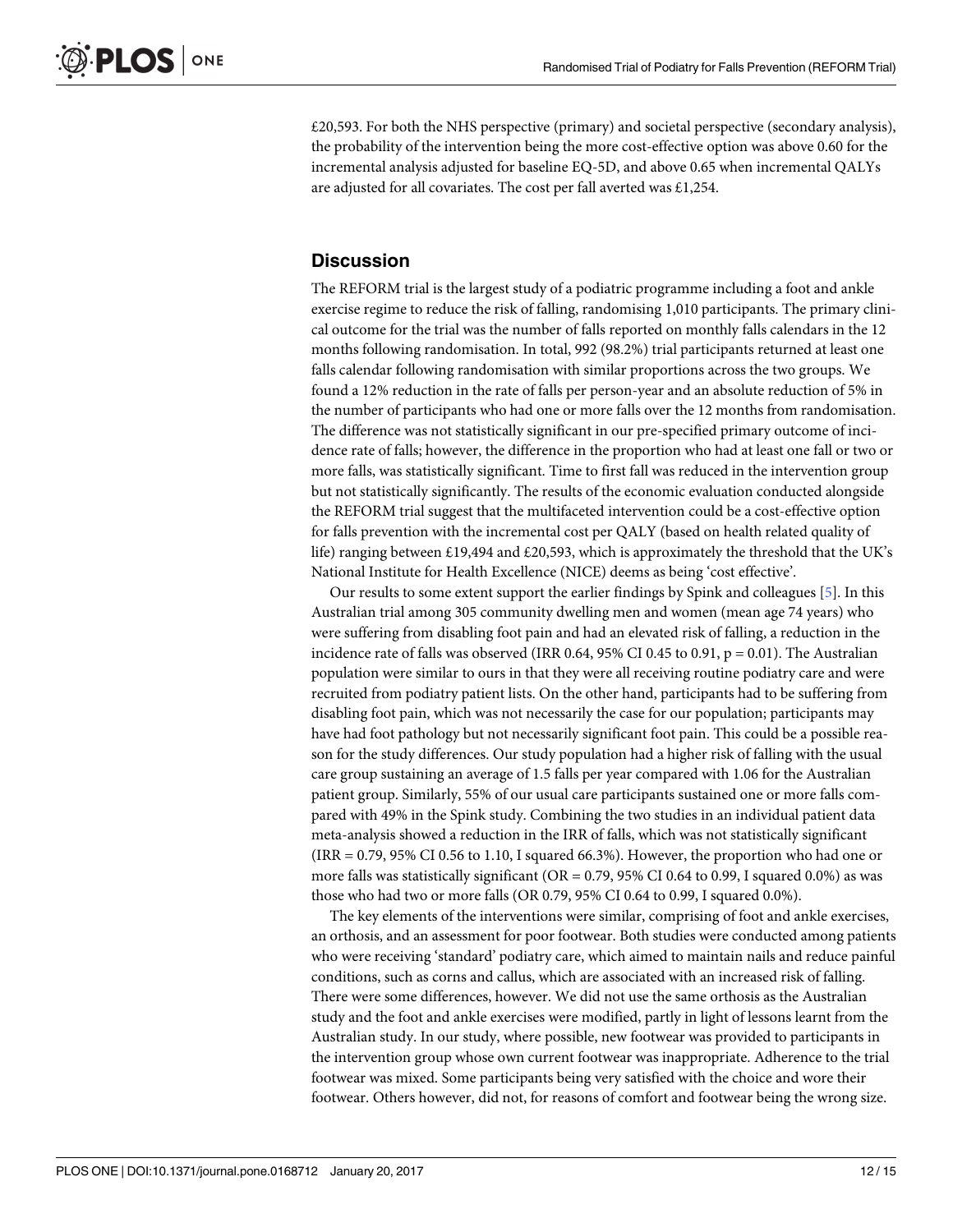£20,593. For both the NHS perspective (primary) and societal perspective (secondary analysis), the probability of the intervention being the more cost-effective option was above 0.60 for the incremental analysis adjusted for baseline EQ-5D, and above 0.65 when incremental QALYs are adjusted for all covariates. The cost per fall averted was £1,254.

## Discussion

The REFORM trial is the largest study of a podiatric programme including a foot and ankle exercise regime to reduce the risk of falling, randomising 1,010 participants. The primary clinical outcome for the trial was the number of falls reported on monthly falls calendars in the 12 months following randomisation. In total, 992 (98.2%) trial participants returned at least one falls calendar following randomisation with similar proportions across the two groups. We found a 12% reduction in the rate of falls per person-year and an absolute reduction of 5% in the number of participants who had one or more falls over the 12 months from randomisation. The difference was not statistically significant in our pre-specified primary outcome of incidence rate of falls; however, the difference in the proportion who had at least one fall or two or more falls, was statistically significant. Time to first fall was reduced in the intervention group but not statistically significantly. The results of the economic evaluation conducted alongside the REFORM trial suggest that the multifaceted intervention could be a cost-effective option for falls prevention with the incremental cost per QALY (based on health related quality of life) ranging between £19,494 and £20,593, which is approximately the threshold that the UK's National Institute for Health Excellence (NICE) deems as being 'cost effective'.

Our results to some extent support the earlier findings by Spink and colleagues [5]. In this Australian trial among 305 community dwelling men and women (mean age 74 years) who were suffering from disabling foot pain and had an elevated risk of falling, a reduction in the incidence rate of falls was observed (IRR 0.64, 95% CI 0.45 to 0.91, $p = 0.01$). The Australian population were similar to ours in that they were all receiving routine podiatry care and were recruited from podiatry patient lists. On the other hand, participants had to be suffering from disabling foot pain, which was not necessarily the case for our population; participants may have had foot pathology but not necessarily significant foot pain. This could be a possible reason for the study differences. Our study population had a higher risk of falling with the usual care group sustaining an average of 1.5 falls per year compared with 1.06 for the Australian patient group. Similarly, 55% of our usual care participants sustained one or more falls compared with 49% in the Spink study. Combining the two studies in an individual patient data meta-analysis showed a reduction in the IRR of falls, which was not statistically significant (IRR = 0.79, 95% CI 0.56 to 1.10, I squared 66.3%). However, the proportion who had one or more falls was statistically significant (OR = 0.79, 95% CI 0.64 to 0.99, I squared 0.0%) as was those who had two or more falls (OR 0.79, 95% CI 0.64 to 0.99, I squared 0.0%).

The key elements of the interventions were similar, comprising of foot and ankle exercises, an orthosis, and an assessment for poor footwear. Both studies were conducted among patients who were receiving 'standard' podiatry care, which aimed to maintain nails and reduce painful conditions, such as corns and callus, which are associated with an increased risk of falling. There were some differences, however. We did not use the same orthosis as the Australian study and the foot and ankle exercises were modified, partly in light of lessons learnt from the Australian study. In our study, where possible, new footwear was provided to participants in the intervention group whose own current footwear was inappropriate. Adherence to the trial footwear was mixed. Some participants being very satisfied with the choice and wore their footwear. Others however, did not, for reasons of comfort and footwear being the wrong size.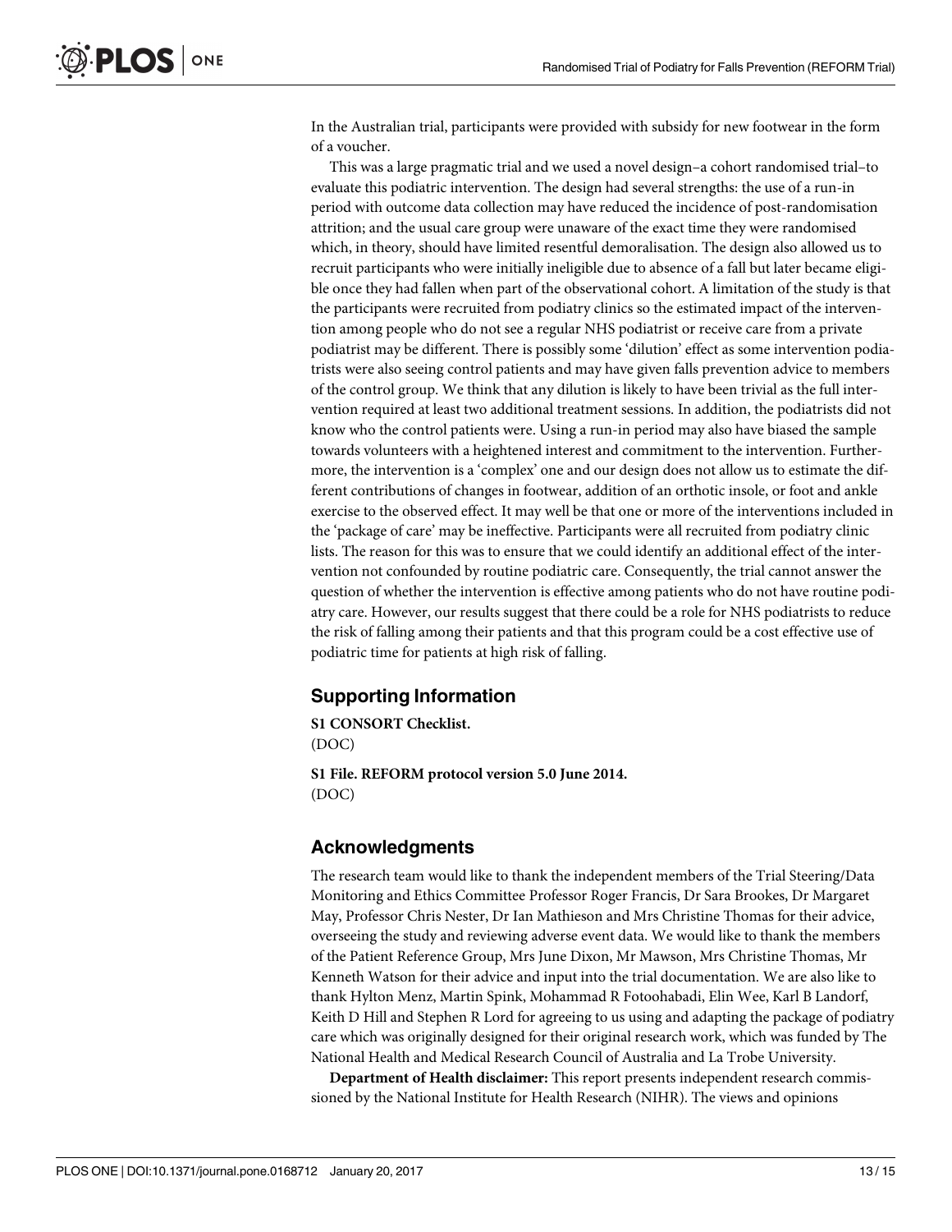In the Australian trial, participants were provided with subsidy for new footwear in the form of a voucher.

This was a large pragmatic trial and we used a novel design–a cohort randomised trial–to evaluate this podiatric intervention. The design had several strengths: the use of a run-in period with outcome data collection may have reduced the incidence of post-randomisation attrition; and the usual care group were unaware of the exact time they were randomised which, in theory, should have limited resentful demoralisation. The design also allowed us to recruit participants who were initially ineligible due to absence of a fall but later became eligible once they had fallen when part of the observational cohort. A limitation of the study is that the participants were recruited from podiatry clinics so the estimated impact of the intervention among people who do not see a regular NHS podiatrist or receive care from a private podiatrist may be different. There is possibly some 'dilution' effect as some intervention podiatrists were also seeing control patients and may have given falls prevention advice to members of the control group. We think that any dilution is likely to have been trivial as the full intervention required at least two additional treatment sessions. In addition, the podiatrists did not know who the control patients were. Using a run-in period may also have biased the sample towards volunteers with a heightened interest and commitment to the intervention. Furthermore, the intervention is a 'complex' one and our design does not allow us to estimate the different contributions of changes in footwear, addition of an orthotic insole, or foot and ankle exercise to the observed effect. It may well be that one or more of the interventions included in the 'package of care' may be ineffective. Participants were all recruited from podiatry clinic lists. The reason for this was to ensure that we could identify an additional effect of the intervention not confounded by routine podiatric care. Consequently, the trial cannot answer the question of whether the intervention is effective among patients who do not have routine podiatry care. However, our results suggest that there could be a role for NHS podiatrists to reduce the risk of falling among their patients and that this program could be a cost effective use of podiatric time for patients at high risk of falling.

## Supporting Information

**S1 CONSORT Checklist.**
(DOC)

**S1 File. REFORM protocol version 5.0 June 2014.**
(DOC)

## Acknowledgments

The research team would like to thank the independent members of the Trial Steering/Data Monitoring and Ethics Committee Professor Roger Francis, Dr Sara Brookes, Dr Margaret May, Professor Chris Nester, Dr Ian Mathieson and Mrs Christine Thomas for their advice, overseeing the study and reviewing adverse event data. We would like to thank the members of the Patient Reference Group, Mrs June Dixon, Mr Mawson, Mrs Christine Thomas, Mr Kenneth Watson for their advice and input into the trial documentation. We are also like to thank Hylton Menz, Martin Spink, Mohammad R Fotoohabadi, Elin Wee, Karl B Landorf, Keith D Hill and Stephen R Lord for agreeing to us using and adapting the package of podiatry care which was originally designed for their original research work, which was funded by The National Health and Medical Research Council of Australia and La Trobe University.

**Department of Health disclaimer:** This report presents independent research commissioned by the National Institute for Health Research (NIHR). The views and opinions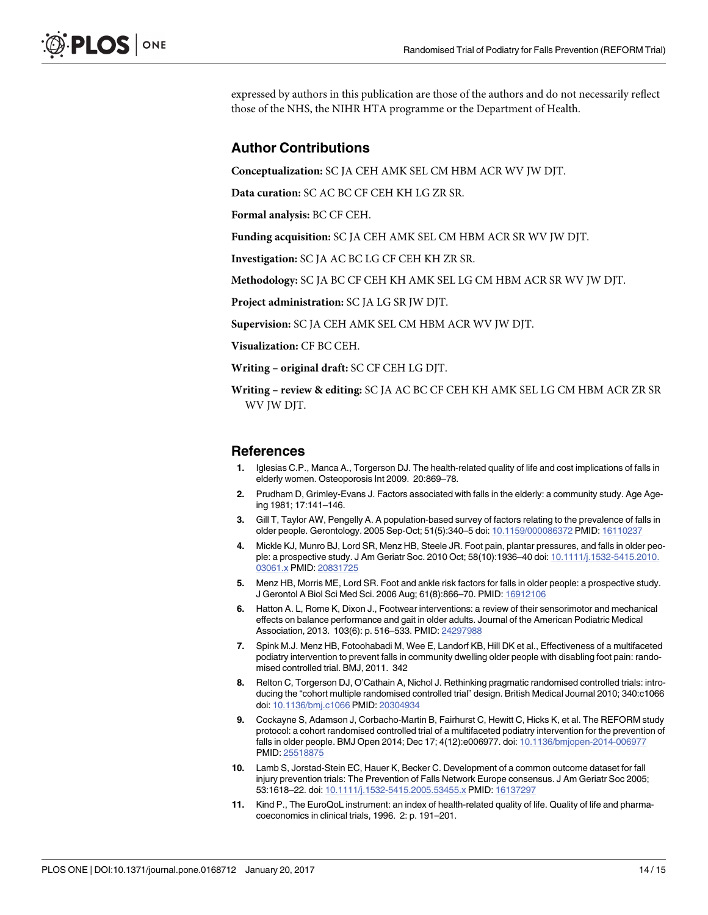expressed by authors in this publication are those of the authors and do not necessarily reflect those of the NHS, the NIHR HTA programme or the Department of Health.

## Author Contributions

**Conceptualization:** SC JA CEH AMK SEL CM HBM ACR WV JW DJT.

**Data curation:** SC AC BC CF CEH KH LG ZR SR.

**Formal analysis:** BC CF CEH.

**Funding acquisition:** SC JA CEH AMK SEL CM HBM ACR SR WV JW DJT.

**Investigation:** SC JA AC BC LG CF CEH KH ZR SR.

**Methodology:** SC JA BC CF CEH KH AMK SEL LG CM HBM ACR SR WV JW DJT.

**Project administration:** SC JA LG SR JW DJT.

**Supervision:** SC JA CEH AMK SEL CM HBM ACR WV JW DJT.

**Visualization:** CF BC CEH.

**Writing – original draft:** SC CF CEH LG DJT.

**Writing – review & editing:** SC JA AC BC CF CEH KH AMK SEL LG CM HBM ACR ZR SR WV JW DJT.

## References

1. Iglesias C.P., Manca A., Torgerson DJ. The health-related quality of life and cost implications of falls in elderly women. Osteoporosis Int 2009. 20:869–78.
2. Prudham D, Grimley-Evans J. Factors associated with falls in the elderly: a community study. Age Ageing 1981; 17:141–146.
3. Gill T, Taylor AW, Pengelly A. A population-based survey of factors relating to the prevalence of falls in older people. Gerontology. 2005 Sep-Oct; 51(5):340–5 doi: 10.1159/000086372 PMID: 16110237
4. Mickle KJ, Munro BJ, Lord SR, Menz HB, Steele JR. Foot pain, plantar pressures, and falls in older people: a prospective study. J Am Geriatr Soc. 2010 Oct; 58(10):1936–40 doi: 10.1111/j.1532-5415.2010.03061.x PMID: 20831725
5. Menz HB, Morris ME, Lord SR. Foot and ankle risk factors for falls in older people: a prospective study. J Gerontol A Biol Sci Med Sci. 2006 Aug; 61(8):866–70. PMID: 16912106
6. Hatton A. L, Rome K, Dixon J., Footwear interventions: a review of their sensorimotor and mechanical effects on balance performance and gait in older adults. Journal of the American Podiatric Medical Association, 2013. 103(6): p. 516–533. PMID: 24297988
7. Spink M.J. Menz HB, Fotoohabadi M, Wee E, Landorf KB, Hill DK et al., Effectiveness of a multifaceted podiatry intervention to prevent falls in community dwelling older people with disabling foot pain: randomised controlled trial. BMJ, 2011. 342
8. Relton C, Torgerson DJ, O'Cathain A, Nichol J. Rethinking pragmatic randomised controlled trials: introducing the "cohort multiple randomised controlled trial" design. British Medical Journal 2010; 340:c1066 doi: 10.1136/bmj.c1066 PMID: 20304934
9. Cockayne S, Adamson J, Corbacho-Martin B, Fairhurst C, Hewitt C, Hicks K, et al. The REFORM study protocol: a cohort randomised controlled trial of a multifaceted podiatry intervention for the prevention of falls in older people. BMJ Open 2014; Dec 17; 4(12):e006977. doi: 10.1136/bmjopen-2014-006977 PMID: 25518875
10. Lamb S, Jorstad-Stein EC, Hauer K, Becker C. Development of a common outcome dataset for fall injury prevention trials: The Prevention of Falls Network Europe consensus. J Am Geriatr Soc 2005; 53:1618–22. doi: 10.1111/j.1532-5415.2005.53455.x PMID: 16137297
11. Kind P., The EuroQoL instrument: an index of health-related quality of life. Quality of life and pharmacoeconomics in clinical trials, 1996. 2: p. 191–201.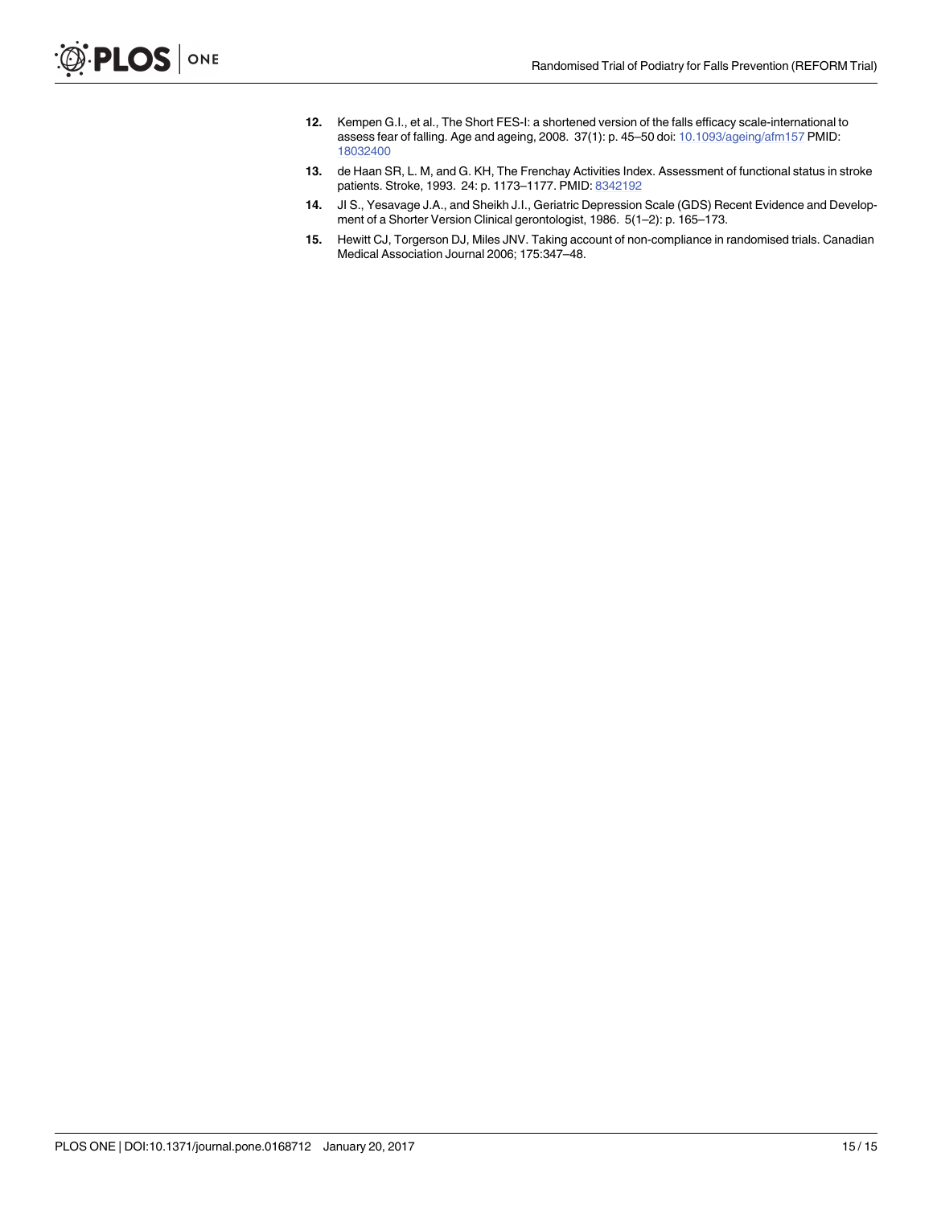12. Kempen G.I., et al., The Short FES-I: a shortened version of the falls efficacy scale-international to assess fear of falling. Age and ageing, 2008. 37(1): p. 45–50 doi: 10.1093/ageing/afm157 PMID: 18032400

13. de Haan SR, L. M, and G. KH, The Frenchay Activities Index. Assessment of functional status in stroke patients. Stroke, 1993. 24: p. 1173–1177. PMID: 8342192

14. JI S., Yesavage J.A., and Sheikh J.I., Geriatric Depression Scale (GDS) Recent Evidence and Development of a Shorter Version Clinical gerontologist, 1986. 5(1–2): p. 165–173.

15. Hewitt CJ, Torgerson DJ, Miles JNV. Taking account of non-compliance in randomised trials. Canadian Medical Association Journal 2006; 175:347–48.